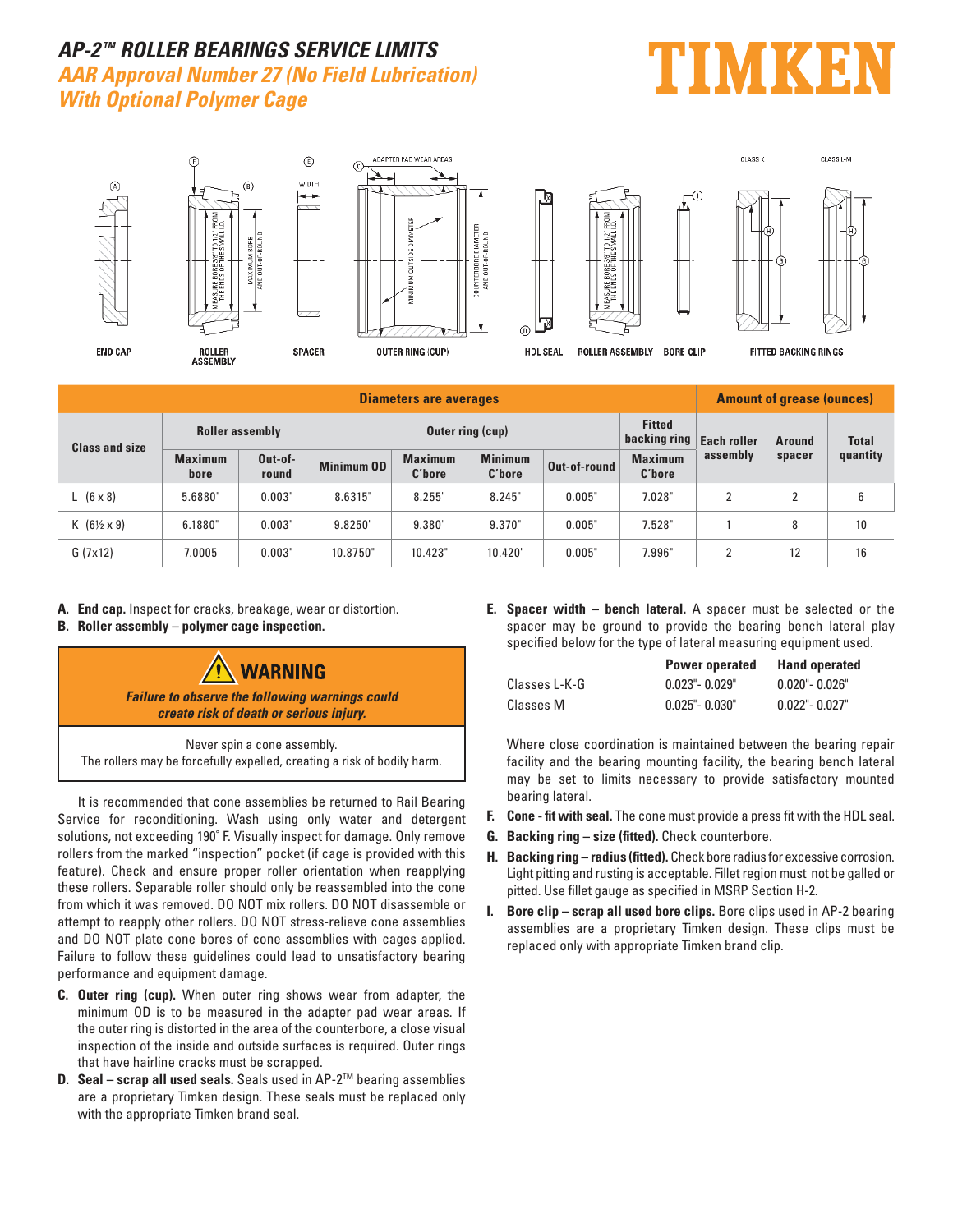# AP-2™ ROLLER BEARINGS SERVICE LIMITS

## AAR Approval Number 27 (No Field Lubrication) With Optional Polymer Cage

TIMKEN

| Class and size | Diameters are averages | | | | | | | Amount of grease (ounces) | | |
|---|---|---|---|---|---|---|---|---|---|---|
| | Roller assembly | | Outer ring (cup) | | | | Fitted backing ring | Each roller assembly | Around spacer | Total quantity |
| | Maximum bore | Out-of-round | Minimum OD | Maximum C'bore | Minimum C'bore | Out-of-round | Maximum C'bore | | | |
| L (6 x 8) | 5.6880" | 0.003" | 8.6315" | 8.255" | 8.245" | 0.005" | 7.028" | 2 | 2 | 6 |
| K (6½ x 9) | 6.1880" | 0.003" | 9.8250" | 9.380" | 9.370" | 0.005" | 7.528" | 1 | 8 | 10 |
| G (7x12) | 7.0005 | 0.003" | 10.8750" | 10.423" | 10.420" | 0.005" | 7.996" | 2 | 12 | 16 |

**A. End cap.** Inspect for cracks, breakage, wear or distortion.

**B. Roller assembly – polymer cage inspection.**

> **⚠ WARNING**
>
> ***Failure to observe the following warnings could create risk of death or serious injury.***
>
> Never spin a cone assembly.
> The rollers may be forcefully expelled, creating a risk of bodily harm.

It is recommended that cone assemblies be returned to Rail Bearing Service for reconditioning. Wash using only water and detergent solutions, not exceeding 190° F. Visually inspect for damage. Only remove rollers from the marked "inspection" pocket (if cage is provided with this feature). Check and ensure proper roller orientation when reapplying these rollers. Separable roller should only be reassembled into the cone from which it was removed. DO NOT mix rollers. DO NOT disassemble or attempt to reapply other rollers. DO NOT stress-relieve cone assemblies and DO NOT plate cone bores of cone assemblies with cages applied. Failure to follow these guidelines could lead to unsatisfactory bearing performance and equipment damage.

**C. Outer ring (cup).** When outer ring shows wear from adapter, the minimum OD is to be measured in the adapter pad wear areas. If the outer ring is distorted in the area of the counterbore, a close visual inspection of the inside and outside surfaces is required. Outer rings that have hairline cracks must be scrapped.

**D. Seal – scrap all used seals.** Seals used in AP-2™ bearing assemblies are a proprietary Timken design. These seals must be replaced only with the appropriate Timken brand seal.

**E. Spacer width – bench lateral.** A spacer must be selected or the spacer may be ground to provide the bearing bench lateral play specified below for the type of lateral measuring equipment used.

| | Power operated | Hand operated |
|---|---|---|
| Classes L-K-G | 0.023"- 0.029" | 0.020"- 0.026" |
| Classes M | 0.025"- 0.030" | 0.022"- 0.027" |

Where close coordination is maintained between the bearing repair facility and the bearing mounting facility, the bearing bench lateral may be set to limits necessary to provide satisfactory mounted bearing lateral.

**F. Cone - fit with seal.** The cone must provide a press fit with the HDL seal.

**G. Backing ring – size (fitted).** Check counterbore.

**H. Backing ring – radius (fitted).** Check bore radius for excessive corrosion. Light pitting and rusting is acceptable. Fillet region must not be galled or pitted. Use fillet gauge as specified in MSRP Section H-2.

**I. Bore clip – scrap all used bore clips.** Bore clips used in AP-2 bearing assemblies are a proprietary Timken design. These clips must be replaced only with appropriate Timken brand clip.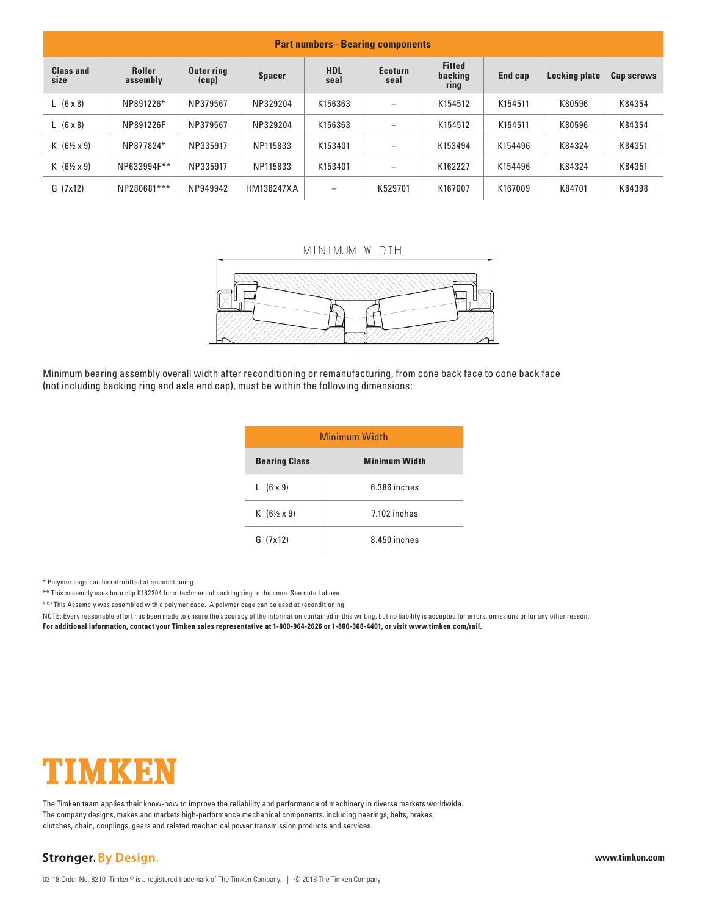| Part numbers–Bearing components | | | | | | | | | |
|---|---|---|---|---|---|---|---|---|---|
| **Class and size** | **Roller assembly** | **Outer ring (cup)** | **Spacer** | **HDL seal** | **Ecoturn seal** | **Fitted backing ring** | **End cap** | **Locking plate** | **Cap screws** |
| L (6 x 8) | NP891226* | NP379567 | NP329204 | K156363 | – | K154512 | K154511 | K80596 | K84354 |
| L (6 x 8) | NP891226F | NP379567 | NP329204 | K156363 | – | K154512 | K154511 | K80596 | K84354 |
| K (6½ x 9) | NP877824* | NP335917 | NP115833 | K153401 | – | K153494 | K154496 | K84324 | K84351 |
| K (6½ x 9) | NP633994F** | NP335917 | NP115833 | K153401 | – | K162227 | K154496 | K84324 | K84351 |
| G (7x12) | NP280681*** | NP949942 | HM136247XA | – | K529701 | K167007 | K167009 | K84701 | K84398 |

MINIMUM WIDTH

Minimum bearing assembly overall width after reconditioning or remanufacturing, from cone back face to cone back face (not including backing ring and axle end cap), must be within the following dimensions:

| Minimum Width | |
|---|---|
| **Bearing Class** | **Minimum Width** |
| L (6 x 8) | 6.386 inches |
| K (6½ x 9) | 7.102 inches |
| G (7x12) | 8.450 inches |

* Polymer cage can be retrofitted at reconditioning.

** This assembly uses bore clip K162204 for attachment of backing ring to the cone. See note I above.

***This Assembly was assembled with a polymer cage. A polymer cage can be used at reconditioning.

NOTE: Every reasonable effort has been made to ensure the accuracy of the information contained in this writing, but no liability is accepted for errors, omissions or for any other reason.

**For additional information, contact your Timken sales representative at 1-800-964-2626 or 1-800-368-4401, or visit www.timken.com/rail.**

**TIMKEN**

The Timken team applies their know-how to improve the reliability and performance of machinery in diverse markets worldwide. The company designs, makes and markets high-performance mechanical components, including bearings, belts, brakes, clutches, chain, couplings, gears and related mechanical power transmission products and services.

**Stronger. By Design.**

**www.timken.com**

03-18 Order No. 8210 Timken® is a registered trademark of The Timken Company. | © 2018 The Timken Company